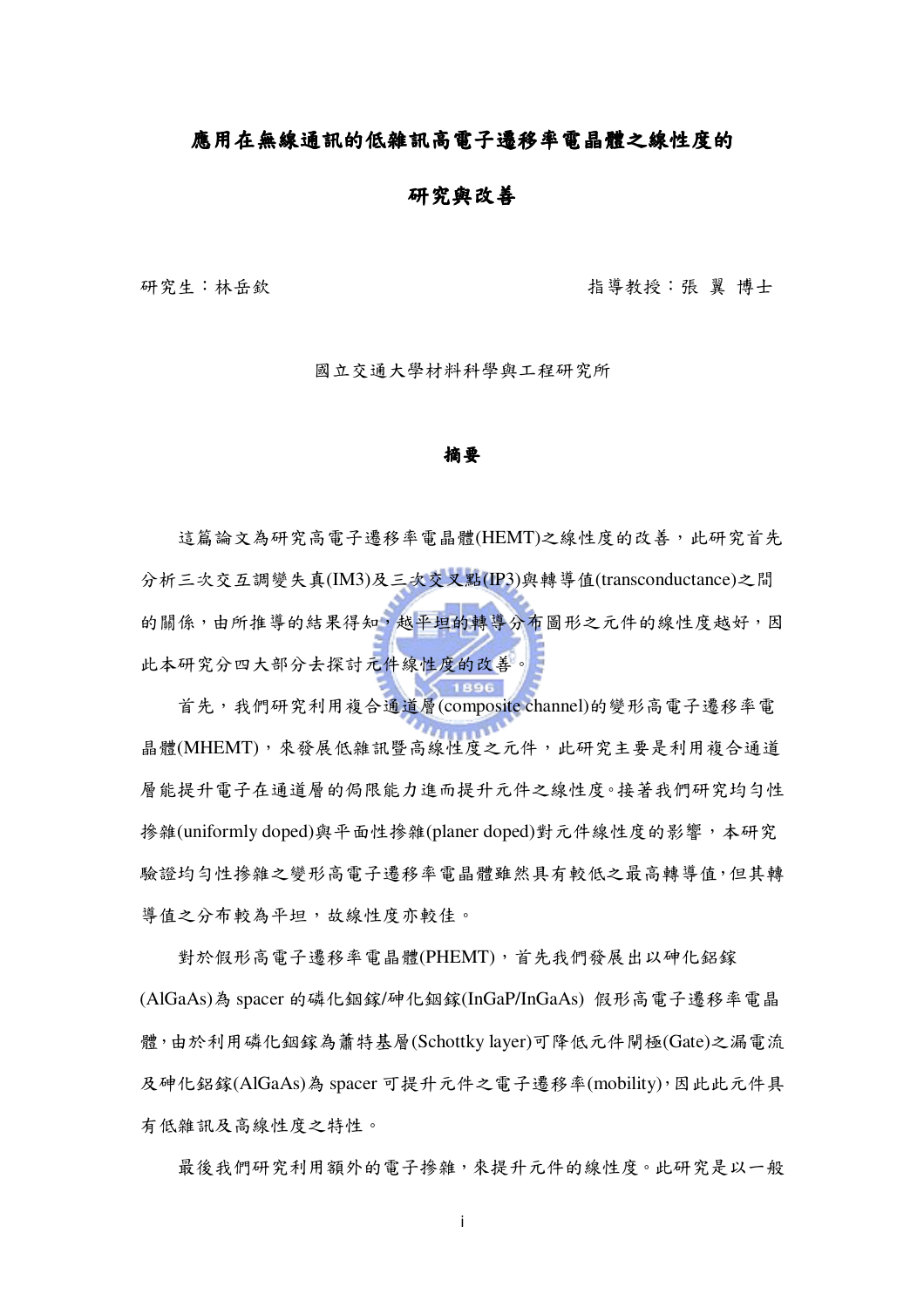# 應用在無線通訊的低雜訊高電子遷移率電晶體之線性度的研究與改善

研究生：林岳欽　　　　　　　　　　　　　　　　指導教授：張 翼 博士

國立交通大學材料科學與工程研究所

## 摘要

這篇論文為研究高電子遷移率電晶體(HEMT)之線性度的改善，此研究首先分析三次交互調變失真(IM3)及三次交叉點(IP3)與轉導值(transconductance)之間的關係，由所推導的結果得知，越平坦的轉導分布圖形之元件的線性度越好，因此本研究分四大部分去探討元件線性度的改善。

首先，我們研究利用複合通道層(composite channel)的變形高電子遷移率電晶體(MHEMT)，來發展低雜訊暨高線性度之元件，此研究主要是利用複合通道層能提升電子在通道層的侷限能力進而提升元件之線性度。接著我們研究均勻性摻雜(uniformly doped)與平面性摻雜(planer doped)對元件線性度的影響，本研究驗證均勻性摻雜之變形高電子遷移率電晶體雖然具有較低之最高轉導值，但其轉導值之分布較為平坦，故線性度亦較佳。

對於假形高電子遷移率電晶體(PHEMT)，首先我們發展出以砷化鋁鎵(AlGaAs)為 spacer 的磷化銦鎵/砷化銦鎵(InGaP/InGaAs) 假形高電子遷移率電晶體，由於利用磷化銦鎵為蕭特基層(Schottky layer)可降低元件閘極(Gate)之漏電流及砷化鋁鎵(AlGaAs)為 spacer 可提升元件之電子遷移率(mobility)，因此此元件具有低雜訊及高線性度之特性。

最後我們研究利用額外的電子摻雜，來提升元件的線性度。此研究是以一般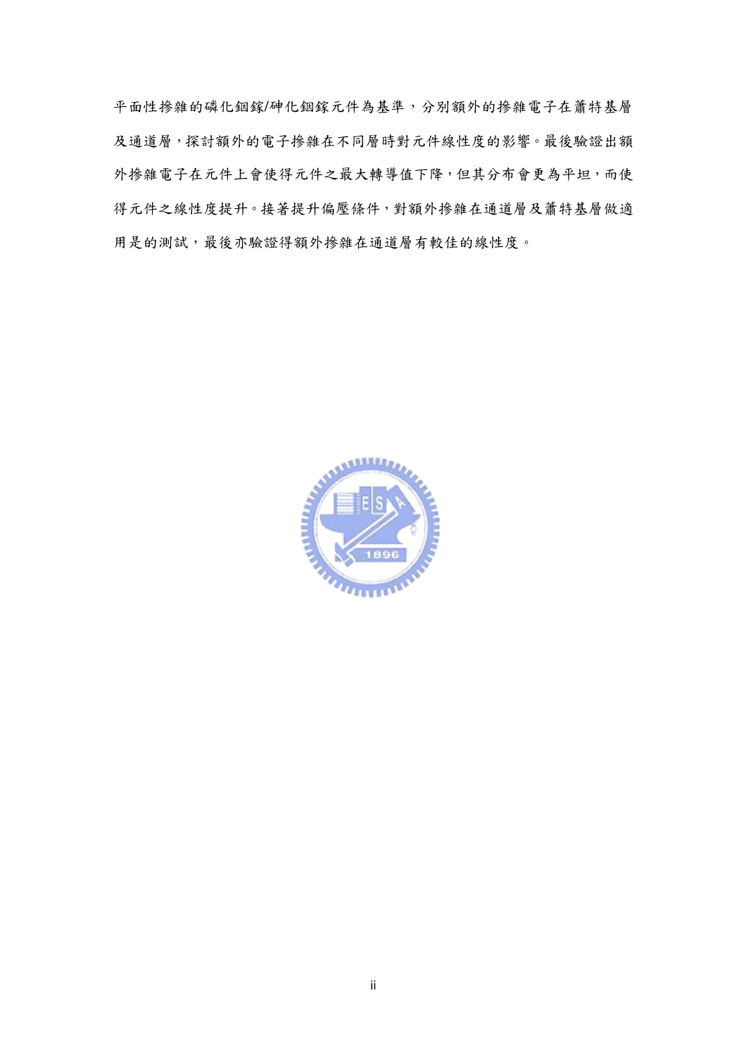平面性摻雜的磷化銦鎵/砷化銦鎵元件為基準，分別額外的摻雜電子在蕭特基層及通道層，探討額外的電子摻雜在不同層時對元件線性度的影響。最後驗證出額外摻雜電子在元件上會使得元件之最大轉導值下降，但其分布會更為平坦，而使得元件之線性度提升。接著提升偏壓條件，對額外摻雜在通道層及蕭特基層做適用是的測試，最後亦驗證得額外摻雜在通道層有較佳的線性度。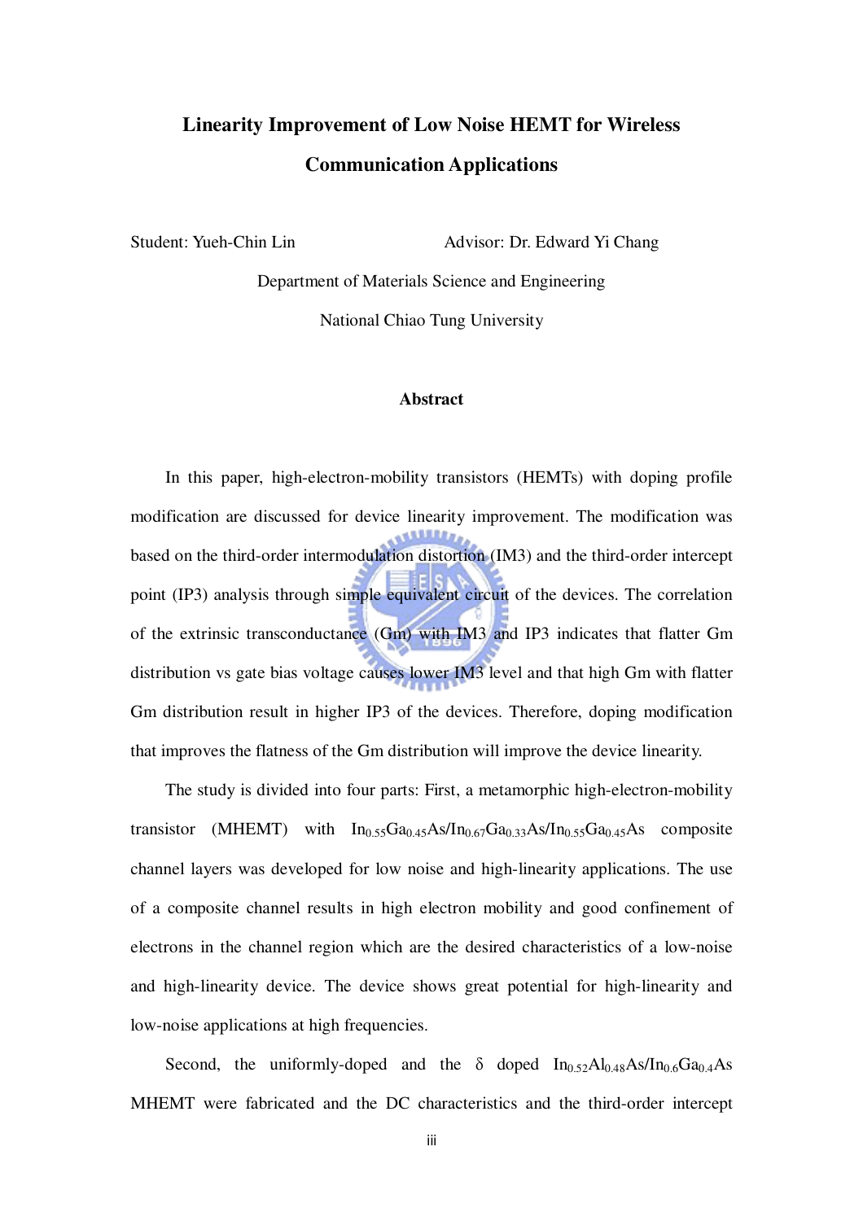# Linearity Improvement of Low Noise HEMT for Wireless Communication Applications

Student: Yueh-Chin Lin　　　　　　Advisor: Dr. Edward Yi Chang

Department of Materials Science and Engineering

National Chiao Tung University

## Abstract

In this paper, high-electron-mobility transistors (HEMTs) with doping profile modification are discussed for device linearity improvement. The modification was based on the third-order intermodulation distortion (IM3) and the third-order intercept point (IP3) analysis through simple equivalent circuit of the devices. The correlation of the extrinsic transconductance (Gm) with IM3 and IP3 indicates that flatter Gm distribution vs gate bias voltage causes lower IM3 level and that high Gm with flatter Gm distribution result in higher IP3 of the devices. Therefore, doping modification that improves the flatness of the Gm distribution will improve the device linearity.

The study is divided into four parts: First, a metamorphic high-electron-mobility transistor (MHEMT) with $In_{0.55}Ga_{0.45}As/In_{0.67}Ga_{0.33}As/In_{0.55}Ga_{0.45}As$ composite channel layers was developed for low noise and high-linearity applications. The use of a composite channel results in high electron mobility and good confinement of electrons in the channel region which are the desired characteristics of a low-noise and high-linearity device. The device shows great potential for high-linearity and low-noise applications at high frequencies.

Second, the uniformly-doped and the δ doped $In_{0.52}Al_{0.48}As/In_{0.6}Ga_{0.4}As$ MHEMT were fabricated and the DC characteristics and the third-order intercept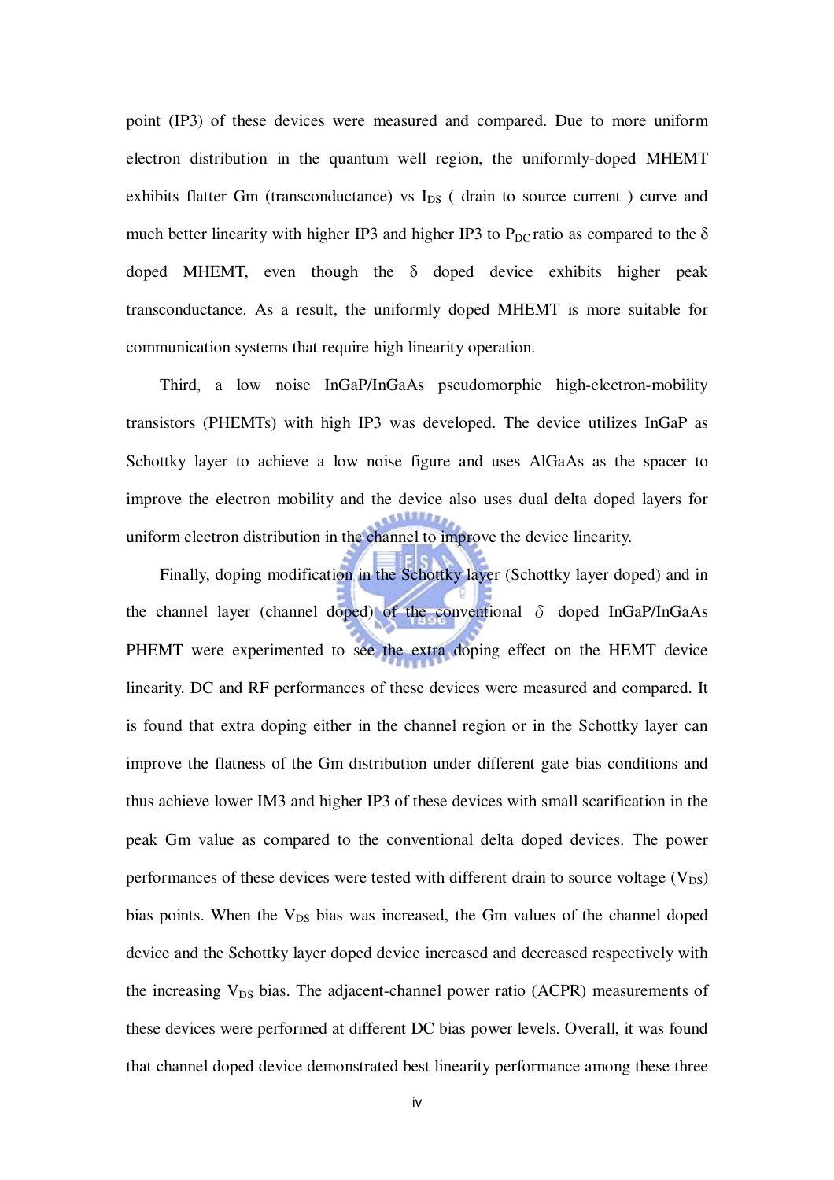point (IP3) of these devices were measured and compared. Due to more uniform electron distribution in the quantum well region, the uniformly-doped MHEMT exhibits flatter Gm (transconductance) vs $I_{DS}$ ( drain to source current ) curve and much better linearity with higher IP3 and higher IP3 to $P_{DC}$ ratio as compared to the δ doped MHEMT, even though the δ doped device exhibits higher peak transconductance. As a result, the uniformly doped MHEMT is more suitable for communication systems that require high linearity operation.

Third, a low noise InGaP/InGaAs pseudomorphic high-electron-mobility transistors (PHEMTs) with high IP3 was developed. The device utilizes InGaP as Schottky layer to achieve a low noise figure and uses AlGaAs as the spacer to improve the electron mobility and the device also uses dual delta doped layers for uniform electron distribution in the channel to improve the device linearity.

Finally, doping modification in the Schottky layer (Schottky layer doped) and in the channel layer (channel doped) of the conventional δ doped InGaP/InGaAs PHEMT were experimented to see the extra doping effect on the HEMT device linearity. DC and RF performances of these devices were measured and compared. It is found that extra doping either in the channel region or in the Schottky layer can improve the flatness of the Gm distribution under different gate bias conditions and thus achieve lower IM3 and higher IP3 of these devices with small scarification in the peak Gm value as compared to the conventional delta doped devices. The power performances of these devices were tested with different drain to source voltage ($V_{DS}$) bias points. When the $V_{DS}$ bias was increased, the Gm values of the channel doped device and the Schottky layer doped device increased and decreased respectively with the increasing $V_{DS}$ bias. The adjacent-channel power ratio (ACPR) measurements of these devices were performed at different DC bias power levels. Overall, it was found that channel doped device demonstrated best linearity performance among these three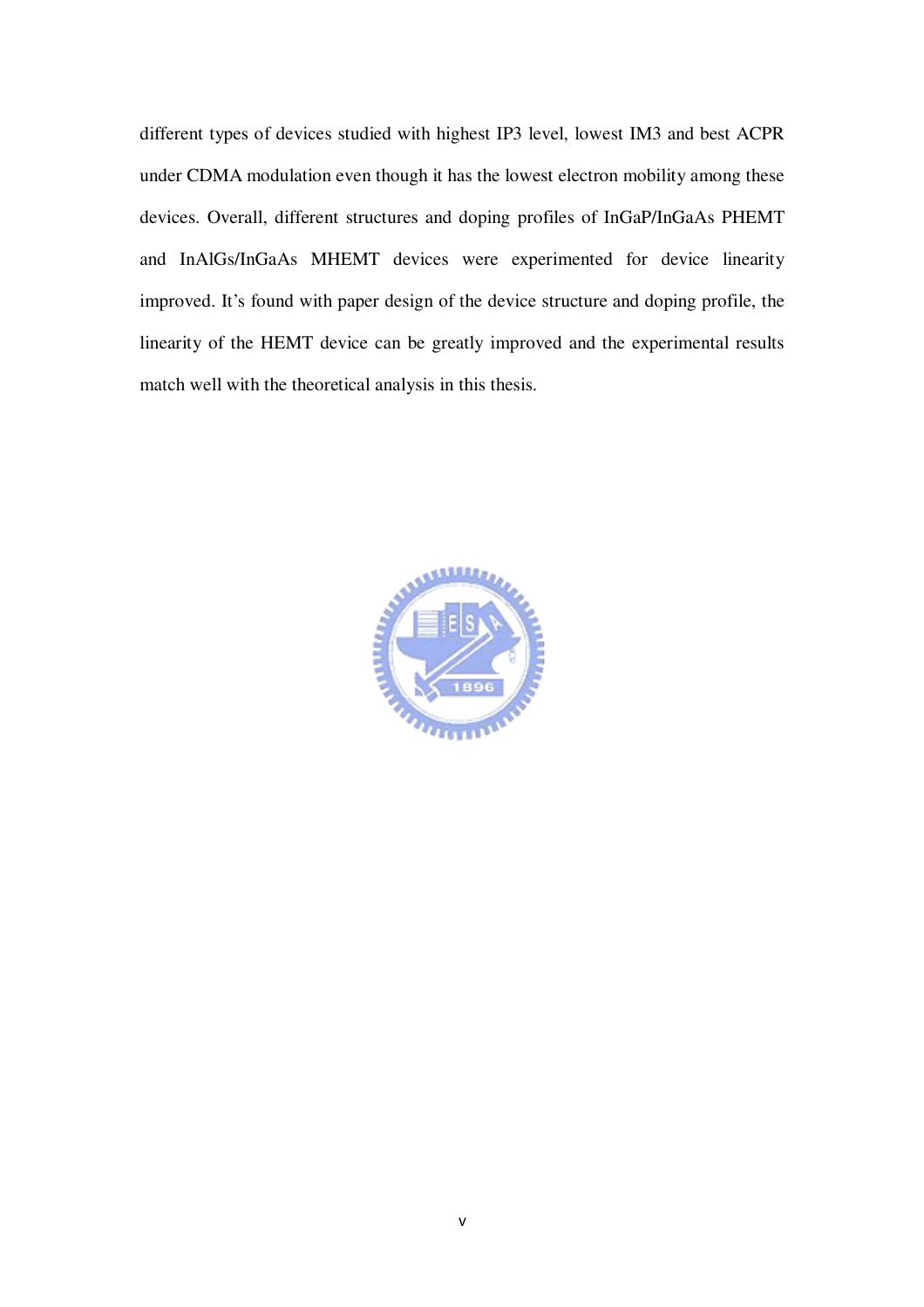different types of devices studied with highest IP3 level, lowest IM3 and best ACPR under CDMA modulation even though it has the lowest electron mobility among these devices. Overall, different structures and doping profiles of InGaP/InGaAs PHEMT and InAlGs/InGaAs MHEMT devices were experimented for device linearity improved. It's found with paper design of the device structure and doping profile, the linearity of the HEMT device can be greatly improved and the experimental results match well with the theoretical analysis in this thesis.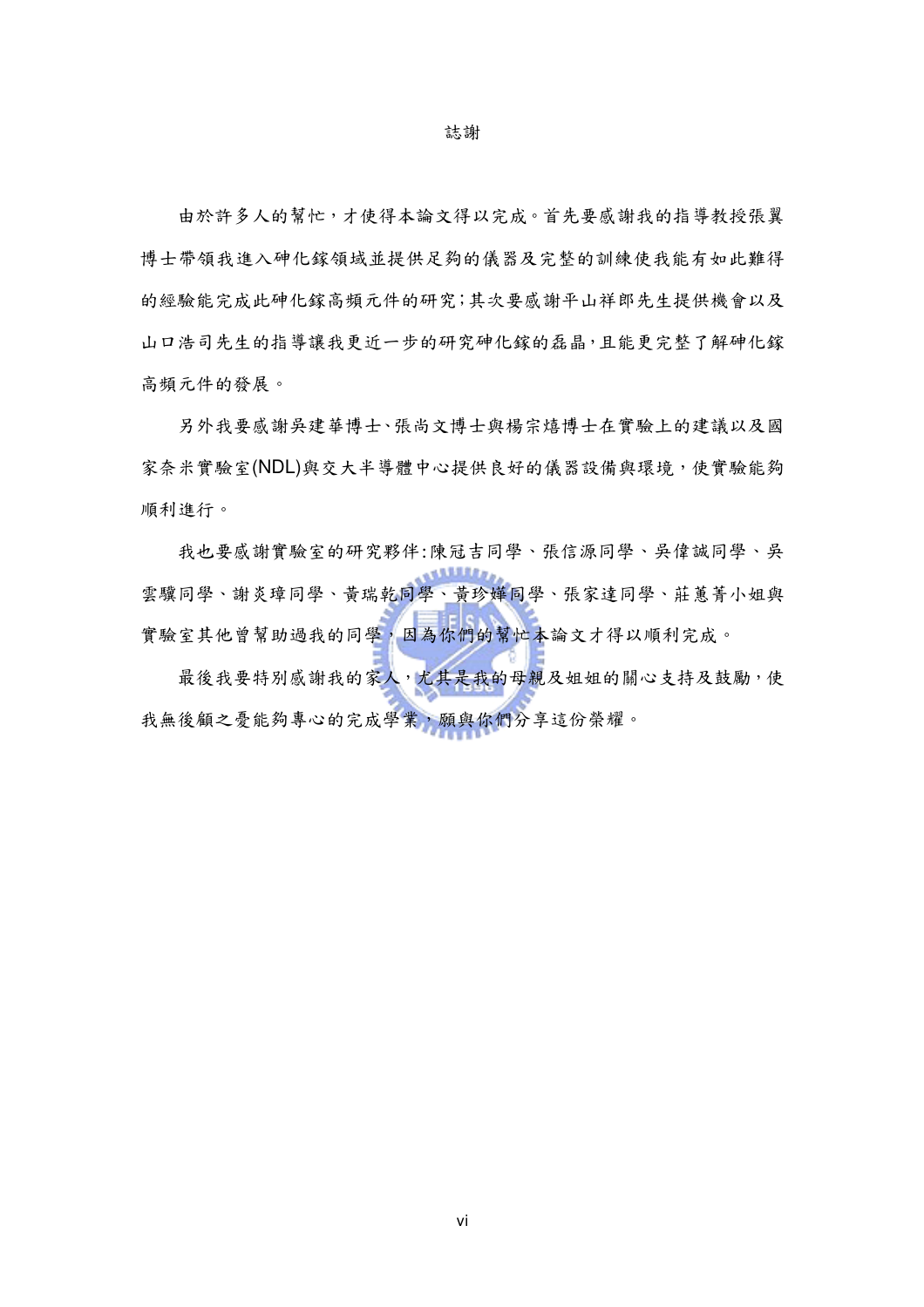# 誌謝

由於許多人的幫忙，才使得本論文得以完成。首先要感謝我的指導教授張翼博士帶領我進入砷化鎵領域並提供足夠的儀器及完整的訓練使我能有如此難得的經驗能完成此砷化鎵高頻元件的研究;其次要感謝平山祥郎先生提供機會以及山口浩司先生的指導讓我更近一步的研究砷化鎵的磊晶，且能更完整了解砷化鎵高頻元件的發展。

另外我要感謝吳建華博士、張尚文博士與楊宗熺博士在實驗上的建議以及國家奈米實驗室(NDL)與交大半導體中心提供良好的儀器設備與環境，使實驗能夠順利進行。

我也要感謝實驗室的研究夥伴:陳冠吉同學、張信源同學、吳偉誠同學、吳雲驥同學、謝炎璋同學、黃瑞乾同學、黃珍嬅同學、張家達同學、莊蕙菁小姐與實驗室其他曾幫助過我的同學，因為你們的幫忙本論文才得以順利完成。

最後我要特別感謝我的家人，尤其是我的母親及姐姐的關心支持及鼓勵，使我無後顧之憂能夠專心的完成學業，願與你們分享這份榮耀。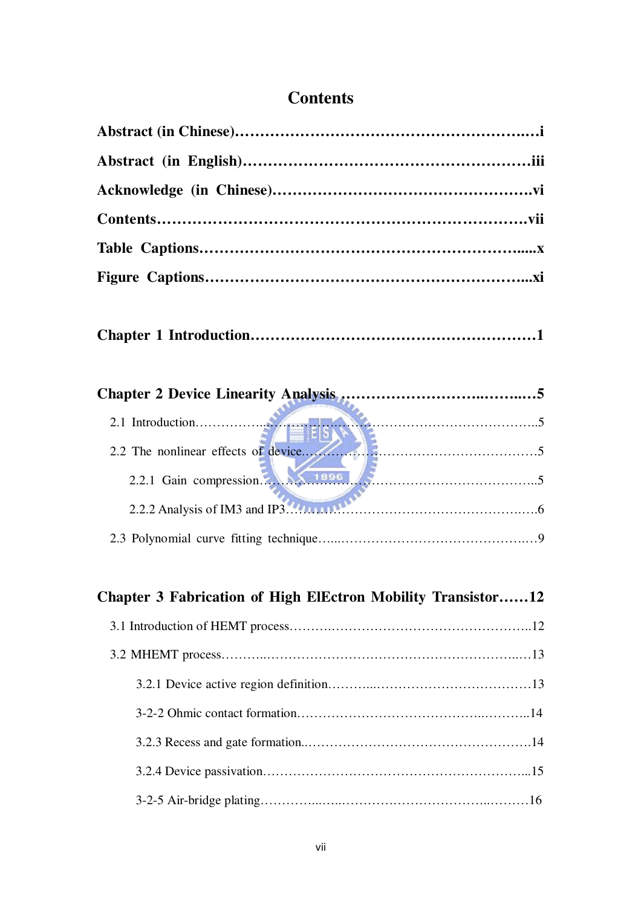# Contents

**Abstract (in Chinese)……………………………………………………..…i**

**Abstract (in English)…………………………………………………iii**

**Acknowledge (in Chinese)…………………………………………vi**

**Contents…………………………………………………………….vii**

**Table Captions……………………………………………………......x**

**Figure Captions……………………………………………………...xi**

**Chapter 1 Introduction…………………………………………………1**

**Chapter 2 Device Linearity Analysis ……………………..……..…5**

2.1 Introduction…………………………………………………………..5

2.2 The nonlinear effects of device……………………………………………5

2.2.1 Gain compression…………………………………………………..5

2.2.2 Analysis of IM3 and IP3………………………………………….…6

2.3 Polynomial curve fitting technique…...………………………………….…9

**Chapter 3 Fabrication of High ElEctron Mobility Transistor……12**

3.1 Introduction of HEMT process……….……………………………………..12

3.2 MHEMT process………..…………………………………………………..…13

3.2.1 Device active region definition………...………………………………13

3-2-2 Ohmic contact formation…………………………………...………..14

3.2.3 Recess and gate formation..……………………………………………14

3.2.4 Device passivation……………………………………………………...15

3-2-5 Air-bridge plating…………..…..……………………………..………16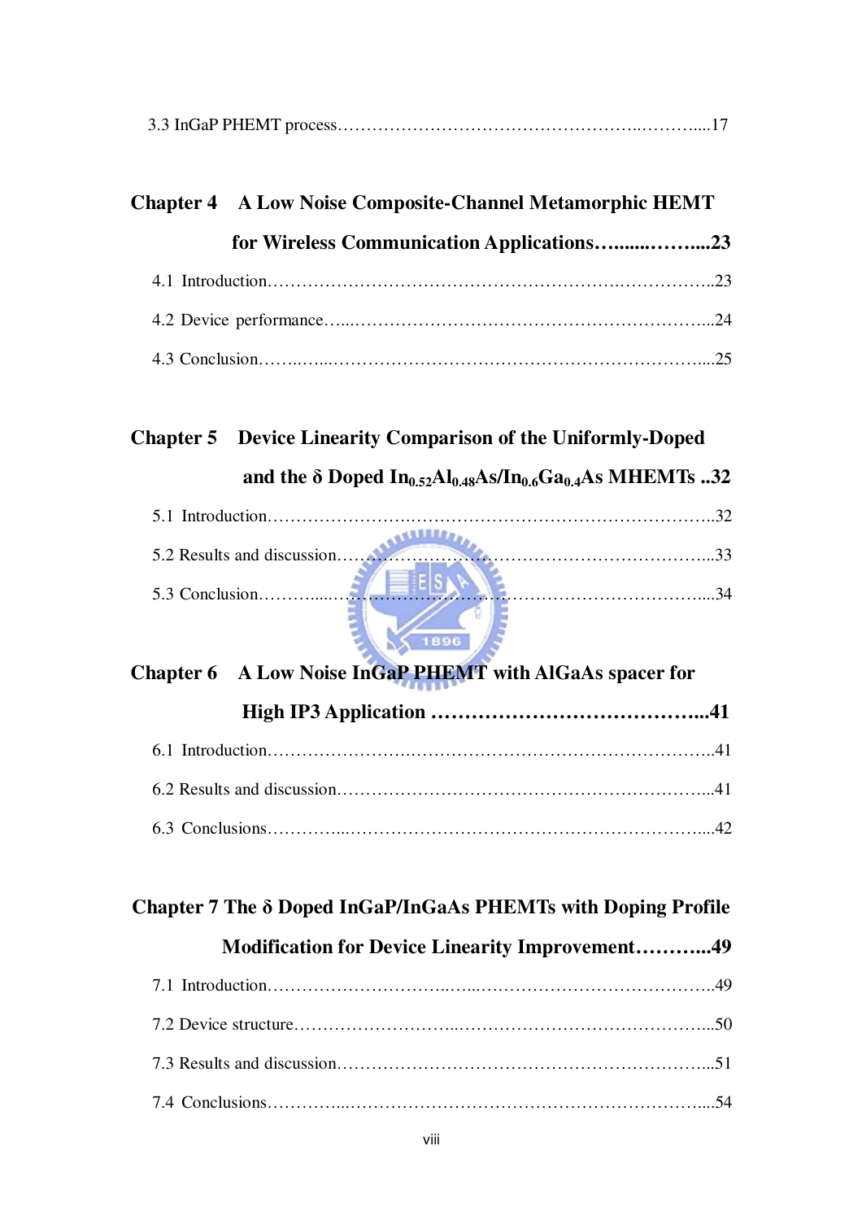3.3 InGaP PHEMT process……………………………………………..………....17

**Chapter 4 A Low Noise Composite-Channel Metamorphic HEMT for Wireless Communication Applications…........……....23**

4.1 Introduction……………………….…………………………….……………..23

4.2 Device performance…...………………………………………………………..24

4.3 Conclusion……..…...…………………………………………………………....25

**Chapter 5 Device Linearity Comparison of the Uniformly-Doped and the δ Doped $In_{0.52}Al_{0.48}As/In_{0.6}Ga_{0.4}As$ MHEMTs ..32**

5.1 Introduction…………………….……………………………………………..32

5.2 Results and discussion…………………………………………………………...33

5.3 Conclusion………......……………………………………………………….....34

**Chapter 6 A Low Noise InGaP PHEMT with AlGaAs spacer for High IP3 Application …………………………………...41**

6.1 Introduction…………………….……………………………………………..41

6.2 Results and discussion………………………………………………………...41

6.3 Conclusions…………...…………………………………………………….....42

**Chapter 7 The δ Doped InGaP/InGaAs PHEMTs with Doping Profile Modification for Device Linearity Improvement………..49**

7.1 Introduction…………………………..…...………………………………….49

7.2 Device structure…………………………...……………………………………...50

7.3 Results and discussion………………………………………………………...51

7.4 Conclusions…………...…………………………………………………….....54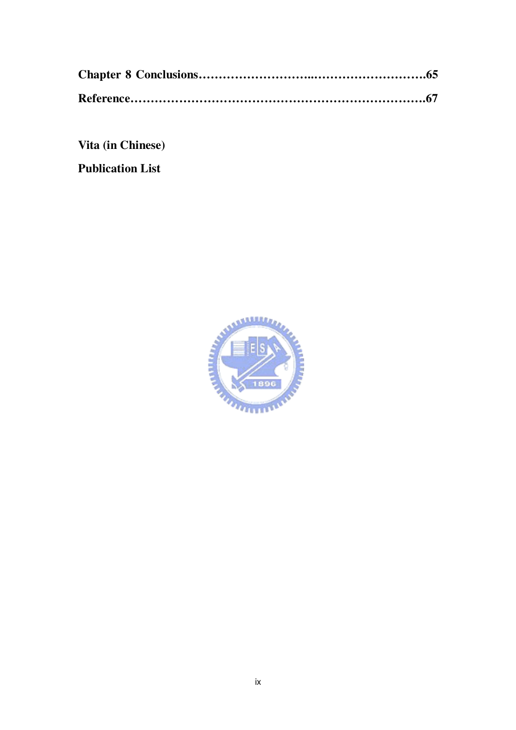**Chapter 8 Conclusions……………………..……………………….65**

**Reference……………………………………………………………67**

**Vita (in Chinese)**

**Publication List**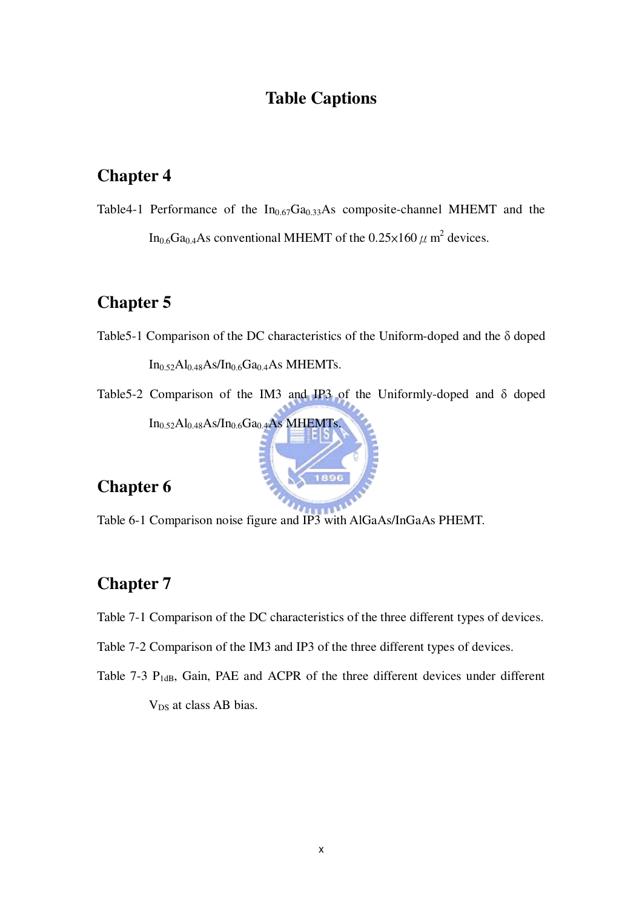# Table Captions

## Chapter 4

Table4-1 Performance of the $In_{0.67}Ga_{0.33}As$ composite-channel MHEMT and the $In_{0.6}Ga_{0.4}As$ conventional MHEMT of the $0.25\times160\ \mu m^2$ devices.

## Chapter 5

Table5-1 Comparison of the DC characteristics of the Uniform-doped and the δ doped $In_{0.52}Al_{0.48}As/In_{0.6}Ga_{0.4}As$ MHEMTs.

Table5-2 Comparison of the IM3 and IP3 of the Uniformly-doped and δ doped $In_{0.52}Al_{0.48}As/In_{0.6}Ga_{0.4}As$ MHEMTs.

## Chapter 6

Table 6-1 Comparison noise figure and IP3 with AlGaAs/InGaAs PHEMT.

## Chapter 7

Table 7-1 Comparison of the DC characteristics of the three different types of devices.

Table 7-2 Comparison of the IM3 and IP3 of the three different types of devices.

Table 7-3 $P_{1dB}$, Gain, PAE and ACPR of the three different devices under different $V_{DS}$ at class AB bias.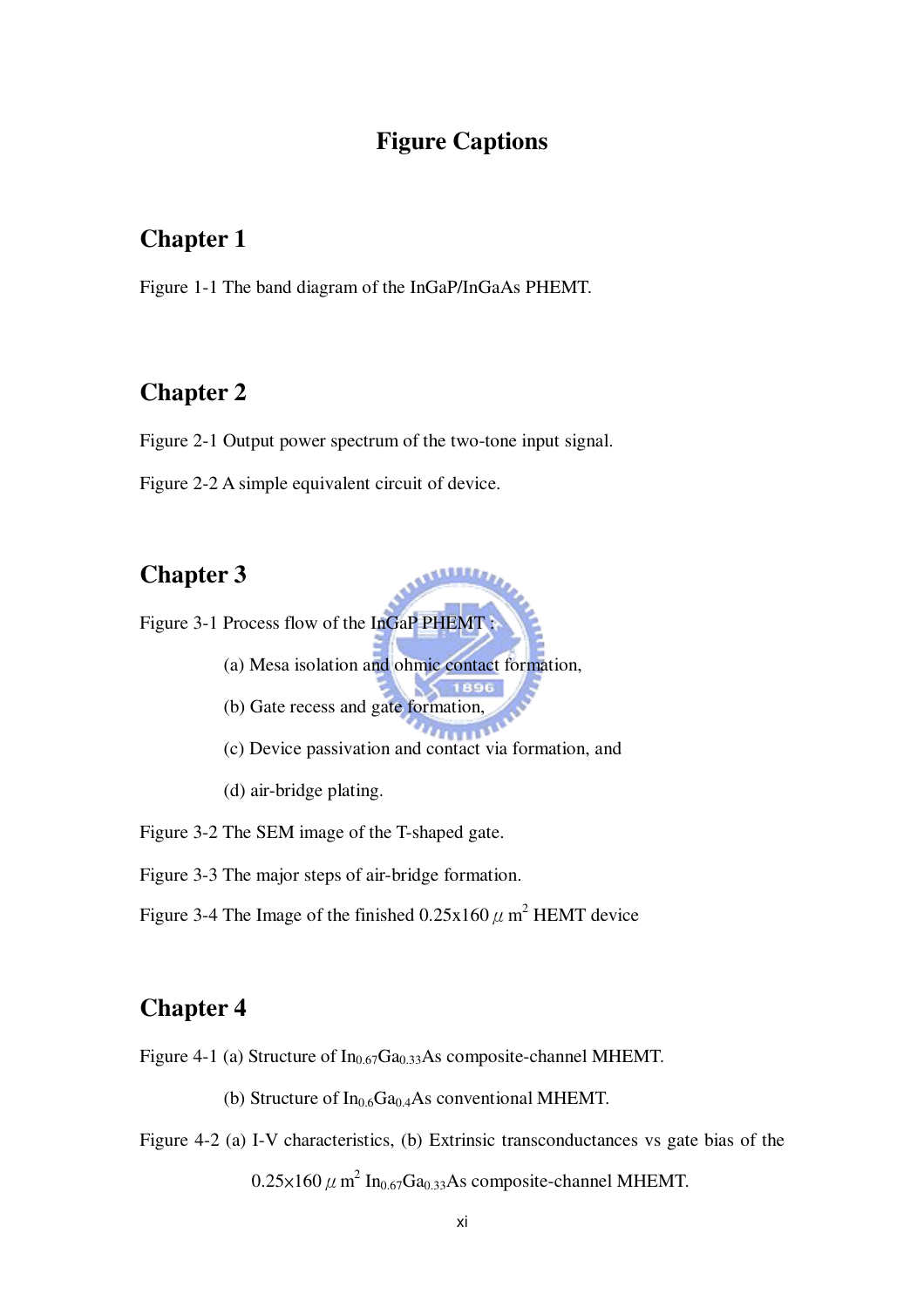# Figure Captions

## Chapter 1

Figure 1-1 The band diagram of the InGaP/InGaAs PHEMT.

## Chapter 2

Figure 2-1 Output power spectrum of the two-tone input signal.

Figure 2-2 A simple equivalent circuit of device.

## Chapter 3

Figure 3-1 Process flow of the InGaP PHEMT :

(a) Mesa isolation and ohmic contact formation,

(b) Gate recess and gate formation,

(c) Device passivation and contact via formation, and

(d) air-bridge plating.

Figure 3-2 The SEM image of the T-shaped gate.

Figure 3-3 The major steps of air-bridge formation.

Figure 3-4 The Image of the finished 0.25x160 $\mu m^2$ HEMT device

## Chapter 4

Figure 4-1 (a) Structure of $In_{0.67}Ga_{0.33}As$ composite-channel MHEMT.

(b) Structure of $In_{0.6}Ga_{0.4}As$ conventional MHEMT.

Figure 4-2 (a) I-V characteristics, (b) Extrinsic transconductances vs gate bias of the 0.25×160 $\mu m^2$ $In_{0.67}Ga_{0.33}As$ composite-channel MHEMT.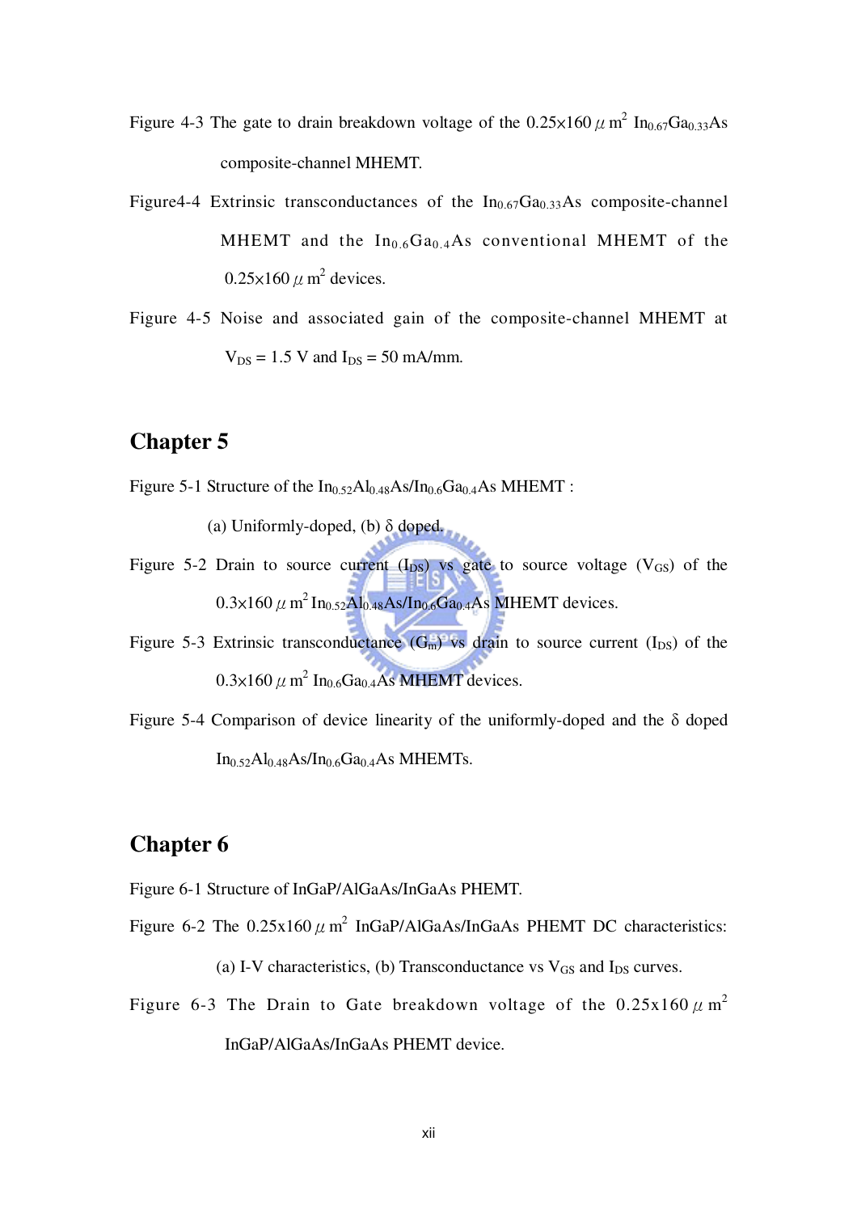Figure 4-3 The gate to drain breakdown voltage of the 0.25×160 $\mu m^2$ $In_{0.67}Ga_{0.33}As$ composite-channel MHEMT.

Figure4-4 Extrinsic transconductances of the $In_{0.67}Ga_{0.33}As$ composite-channel MHEMT and the $In_{0.6}Ga_{0.4}As$ conventional MHEMT of the 0.25×160 $\mu m^2$ devices.

Figure 4-5 Noise and associated gain of the composite-channel MHEMT at $V_{DS}$ = 1.5 V and $I_{DS}$ = 50 mA/mm.

## Chapter 5

Figure 5-1 Structure of the $In_{0.52}Al_{0.48}As/In_{0.6}Ga_{0.4}As$ MHEMT :

(a) Uniformly-doped, (b) δ doped.

Figure 5-2 Drain to source current ($I_{DS}$) vs gate to source voltage ($V_{GS}$) of the 0.3×160 $\mu m^2$ $In_{0.52}Al_{0.48}As/In_{0.6}Ga_{0.4}As$ MHEMT devices.

Figure 5-3 Extrinsic transconductance ($G_m$) vs drain to source current ($I_{DS}$) of the 0.3×160 $\mu m^2$ $In_{0.6}Ga_{0.4}As$ MHEMT devices.

Figure 5-4 Comparison of device linearity of the uniformly-doped and the δ doped $In_{0.52}Al_{0.48}As/In_{0.6}Ga_{0.4}As$ MHEMTs.

## Chapter 6

Figure 6-1 Structure of InGaP/AlGaAs/InGaAs PHEMT.

Figure 6-2 The 0.25x160 $\mu m^2$ InGaP/AlGaAs/InGaAs PHEMT DC characteristics:

(a) I-V characteristics, (b) Transconductance vs $V_{GS}$ and $I_{DS}$ curves.

Figure 6-3 The Drain to Gate breakdown voltage of the 0.25x160 $\mu m^2$ InGaP/AlGaAs/InGaAs PHEMT device.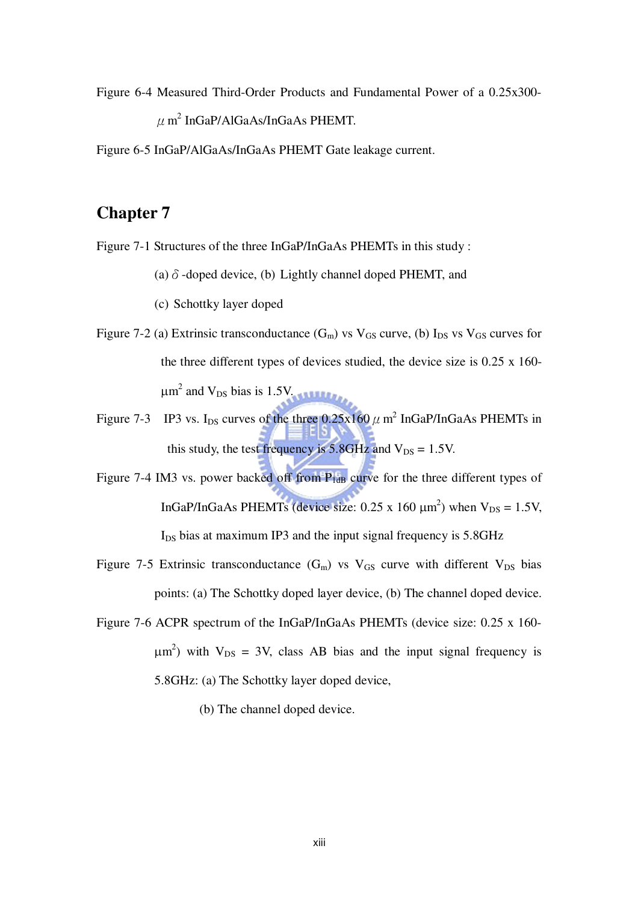Figure 6-4 Measured Third-Order Products and Fundamental Power of a 0.25x300-$\mu m^2$ InGaP/AlGaAs/InGaAs PHEMT.

Figure 6-5 InGaP/AlGaAs/InGaAs PHEMT Gate leakage current.

## Chapter 7

Figure 7-1 Structures of the three InGaP/InGaAs PHEMTs in this study :

(a) $\delta$ -doped device, (b) Lightly channel doped PHEMT, and

(c) Schottky layer doped

Figure 7-2 (a) Extrinsic transconductance ($G_m$) vs $V_{GS}$ curve, (b) $I_{DS}$ vs $V_{GS}$ curves for the three different types of devices studied, the device size is 0.25 x 160-$\mu m^2$ and $V_{DS}$ bias is 1.5V.

Figure 7-3 IP3 vs. $I_{DS}$ curves of the three 0.25x160 $\mu m^2$ InGaP/InGaAs PHEMTs in this study, the test frequency is 5.8GHz and $V_{DS}$ = 1.5V.

Figure 7-4 IM3 vs. power backed off from $P_{1dB}$ curve for the three different types of InGaP/InGaAs PHEMTs (device size: 0.25 x 160 $\mu m^2$) when $V_{DS}$ = 1.5V, $I_{DS}$ bias at maximum IP3 and the input signal frequency is 5.8GHz

Figure 7-5 Extrinsic transconductance ($G_m$) vs $V_{GS}$ curve with different $V_{DS}$ bias points: (a) The Schottky doped layer device, (b) The channel doped device.

Figure 7-6 ACPR spectrum of the InGaP/InGaAs PHEMTs (device size: 0.25 x 160-$\mu m^2$) with $V_{DS}$ = 3V, class AB bias and the input signal frequency is 5.8GHz: (a) The Schottky layer doped device,

(b) The channel doped device.